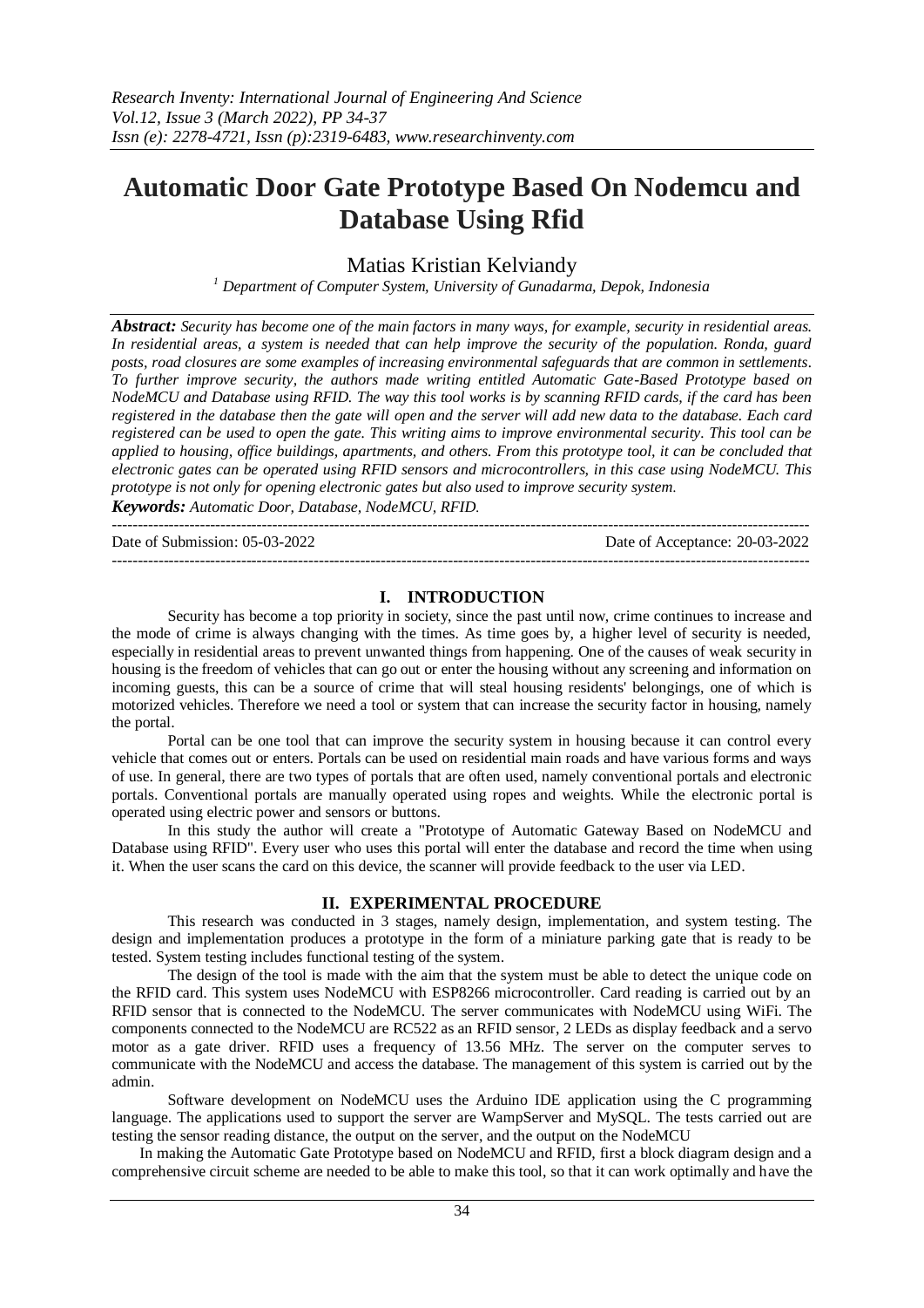# Automatic Door Gate Prototype Based On Nodemcu and Database Using Rfid

Matias Kristian Kelviandy

[1] *Department of Computer System, University of Gunadarma, Depok, Indonesia*

***Abstract:*** *Security has become one of the main factors in many ways, for example, security in residential areas. In residential areas, a system is needed that can help improve the security of the population. Ronda, guard posts, road closures are some examples of increasing environmental safeguards that are common in settlements. To further improve security, the authors made writing entitled Automatic Gate-Based Prototype based on NodeMCU and Database using RFID. The way this tool works is by scanning RFID cards, if the card has been registered in the database then the gate will open and the server will add new data to the database. Each card registered can be used to open the gate. This writing aims to improve environmental security. This tool can be applied to housing, office buildings, apartments, and others. From this prototype tool, it can be concluded that electronic gates can be operated using RFID sensors and microcontrollers, in this case using NodeMCU. This prototype is not only for opening electronic gates but also used to improve security system.*

***Keywords:*** *Automatic Door, Database, NodeMCU, RFID.*

---

Date of Submission: 05-03-2022 Date of Acceptance: 20-03-2022

---

## I. INTRODUCTION

Security has become a top priority in society, since the past until now, crime continues to increase and the mode of crime is always changing with the times. As time goes by, a higher level of security is needed, especially in residential areas to prevent unwanted things from happening. One of the causes of weak security in housing is the freedom of vehicles that can go out or enter the housing without any screening and information on incoming guests, this can be a source of crime that will steal housing residents' belongings, one of which is motorized vehicles. Therefore we need a tool or system that can increase the security factor in housing, namely the portal.

Portal can be one tool that can improve the security system in housing because it can control every vehicle that comes out or enters. Portals can be used on residential main roads and have various forms and ways of use. In general, there are two types of portals that are often used, namely conventional portals and electronic portals. Conventional portals are manually operated using ropes and weights. While the electronic portal is operated using electric power and sensors or buttons.

In this study the author will create a "Prototype of Automatic Gateway Based on NodeMCU and Database using RFID". Every user who uses this portal will enter the database and record the time when using it. When the user scans the card on this device, the scanner will provide feedback to the user via LED.

## II. EXPERIMENTAL PROCEDURE

This research was conducted in 3 stages, namely design, implementation, and system testing. The design and implementation produces a prototype in the form of a miniature parking gate that is ready to be tested. System testing includes functional testing of the system.

The design of the tool is made with the aim that the system must be able to detect the unique code on the RFID card. This system uses NodeMCU with ESP8266 microcontroller. Card reading is carried out by an RFID sensor that is connected to the NodeMCU. The server communicates with NodeMCU using WiFi. The components connected to the NodeMCU are RC522 as an RFID sensor, 2 LEDs as display feedback and a servo motor as a gate driver. RFID uses a frequency of 13.56 MHz. The server on the computer serves to communicate with the NodeMCU and access the database. The management of this system is carried out by the admin.

Software development on NodeMCU uses the Arduino IDE application using the C programming language. The applications used to support the server are WampServer and MySQL. The tests carried out are testing the sensor reading distance, the output on the server, and the output on the NodeMCU

In making the Automatic Gate Prototype based on NodeMCU and RFID, first a block diagram design and a comprehensive circuit scheme are needed to be able to make this tool, so that it can work optimally and have the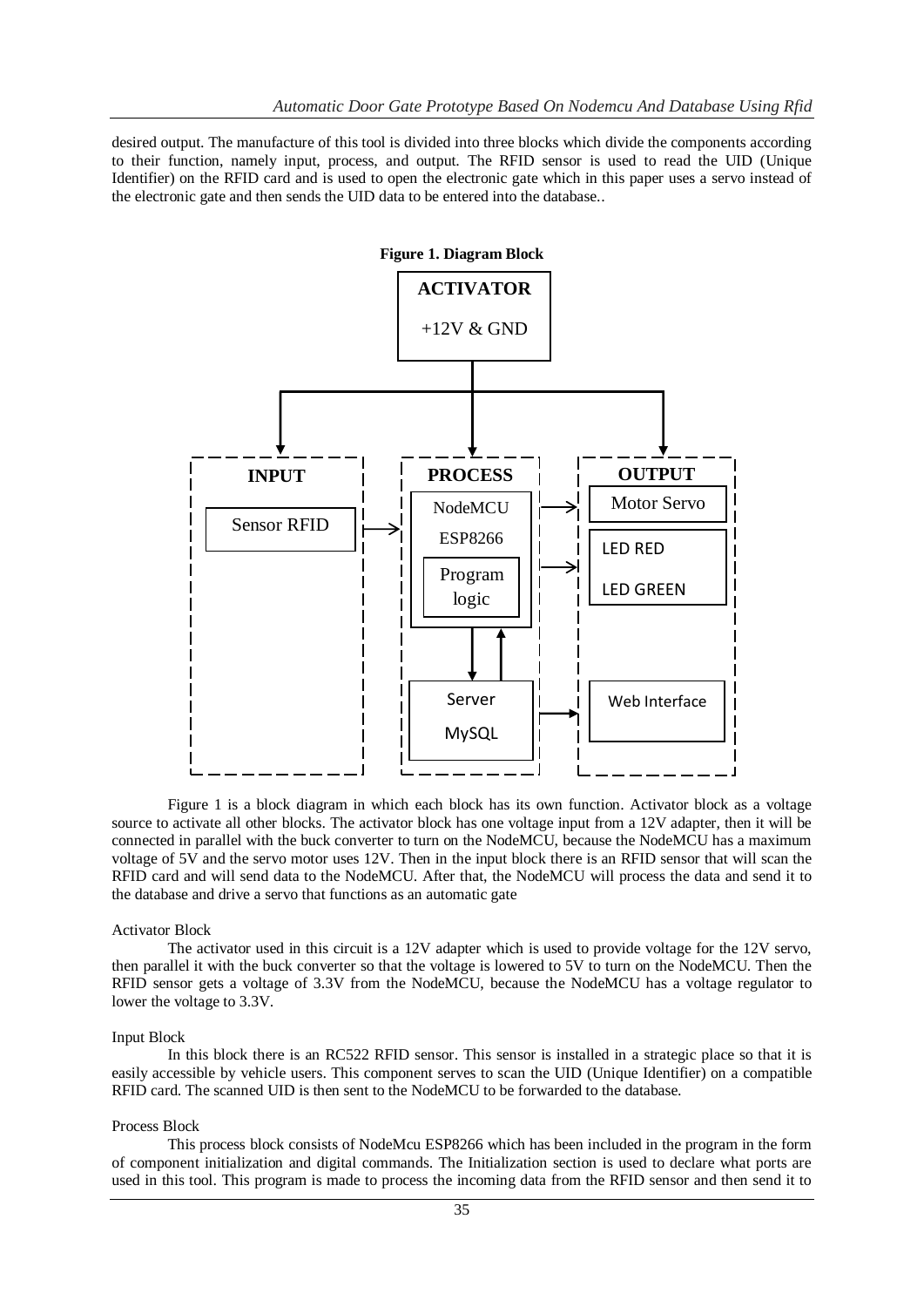desired output. The manufacture of this tool is divided into three blocks which divide the components according to their function, namely input, process, and output. The RFID sensor is used to read the UID (Unique Identifier) on the RFID card and is used to open the electronic gate which in this paper uses a servo instead of the electronic gate and then sends the UID data to be entered into the database..

**Figure 1. Diagram Block**

Figure 1 is a block diagram in which each block has its own function. Activator block as a voltage source to activate all other blocks. The activator block has one voltage input from a 12V adapter, then it will be connected in parallel with the buck converter to turn on the NodeMCU, because the NodeMCU has a maximum voltage of 5V and the servo motor uses 12V. Then in the input block there is an RFID sensor that will scan the RFID card and will send data to the NodeMCU. After that, the NodeMCU will process the data and send it to the database and drive a servo that functions as an automatic gate

Activator Block

The activator used in this circuit is a 12V adapter which is used to provide voltage for the 12V servo, then parallel it with the buck converter so that the voltage is lowered to 5V to turn on the NodeMCU. Then the RFID sensor gets a voltage of 3.3V from the NodeMCU, because the NodeMCU has a voltage regulator to lower the voltage to 3.3V.

Input Block

In this block there is an RC522 RFID sensor. This sensor is installed in a strategic place so that it is easily accessible by vehicle users. This component serves to scan the UID (Unique Identifier) on a compatible RFID card. The scanned UID is then sent to the NodeMCU to be forwarded to the database.

Process Block

This process block consists of NodeMcu ESP8266 which has been included in the program in the form of component initialization and digital commands. The Initialization section is used to declare what ports are used in this tool. This program is made to process the incoming data from the RFID sensor and then send it to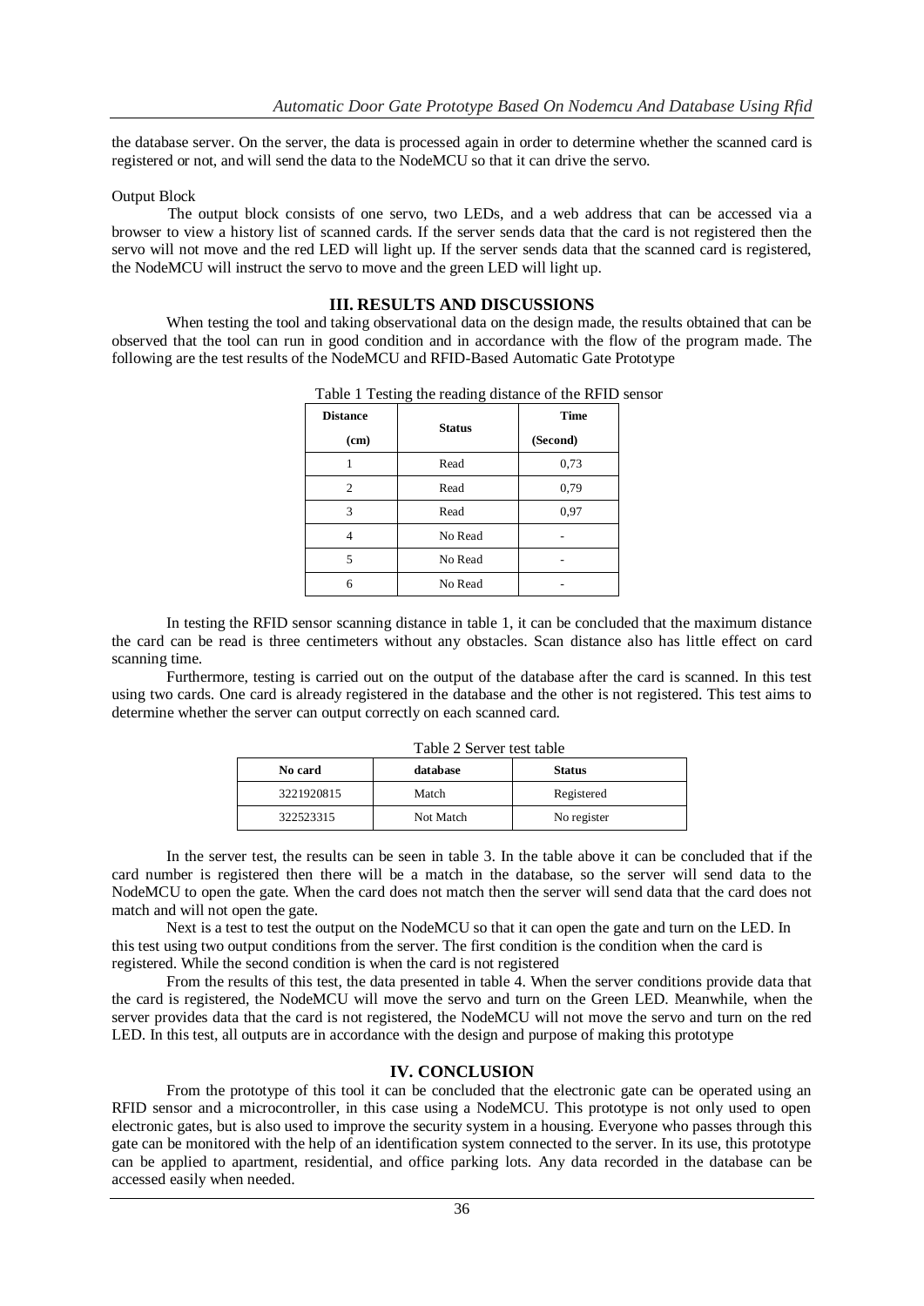the database server. On the server, the data is processed again in order to determine whether the scanned card is registered or not, and will send the data to the NodeMCU so that it can drive the servo.

Output Block

The output block consists of one servo, two LEDs, and a web address that can be accessed via a browser to view a history list of scanned cards. If the server sends data that the card is not registered then the servo will not move and the red LED will light up. If the server sends data that the scanned card is registered, the NodeMCU will instruct the servo to move and the green LED will light up.

## III. RESULTS AND DISCUSSIONS

When testing the tool and taking observational data on the design made, the results obtained that can be observed that the tool can run in good condition and in accordance with the flow of the program made. The following are the test results of the NodeMCU and RFID-Based Automatic Gate Prototype

Table 1 Testing the reading distance of the RFID sensor

| Distance (cm) | Status | Time (Second) |
|---|---|---|
| 1 | Read | 0,73 |
| 2 | Read | 0,79 |
| 3 | Read | 0,97 |
| 4 | No Read | - |
| 5 | No Read | - |
| 6 | No Read | - |

In testing the RFID sensor scanning distance in table 1, it can be concluded that the maximum distance the card can be read is three centimeters without any obstacles. Scan distance also has little effect on card scanning time.

Furthermore, testing is carried out on the output of the database after the card is scanned. In this test using two cards. One card is already registered in the database and the other is not registered. This test aims to determine whether the server can output correctly on each scanned card.

Table 2 Server test table

| No card | database | Status |
|---|---|---|
| 3221920815 | Match | Registered |
| 322523315 | Not Match | No register |

In the server test, the results can be seen in table 3. In the table above it can be concluded that if the card number is registered then there will be a match in the database, so the server will send data to the NodeMCU to open the gate. When the card does not match then the server will send data that the card does not match and will not open the gate.

Next is a test to test the output on the NodeMCU so that it can open the gate and turn on the LED. In this test using two output conditions from the server. The first condition is the condition when the card is registered. While the second condition is when the card is not registered

From the results of this test, the data presented in table 4. When the server conditions provide data that the card is registered, the NodeMCU will move the servo and turn on the Green LED. Meanwhile, when the server provides data that the card is not registered, the NodeMCU will not move the servo and turn on the red LED. In this test, all outputs are in accordance with the design and purpose of making this prototype

## IV. CONCLUSION

From the prototype of this tool it can be concluded that the electronic gate can be operated using an RFID sensor and a microcontroller, in this case using a NodeMCU. This prototype is not only used to open electronic gates, but is also used to improve the security system in a housing. Everyone who passes through this gate can be monitored with the help of an identification system connected to the server. In its use, this prototype can be applied to apartment, residential, and office parking lots. Any data recorded in the database can be accessed easily when needed.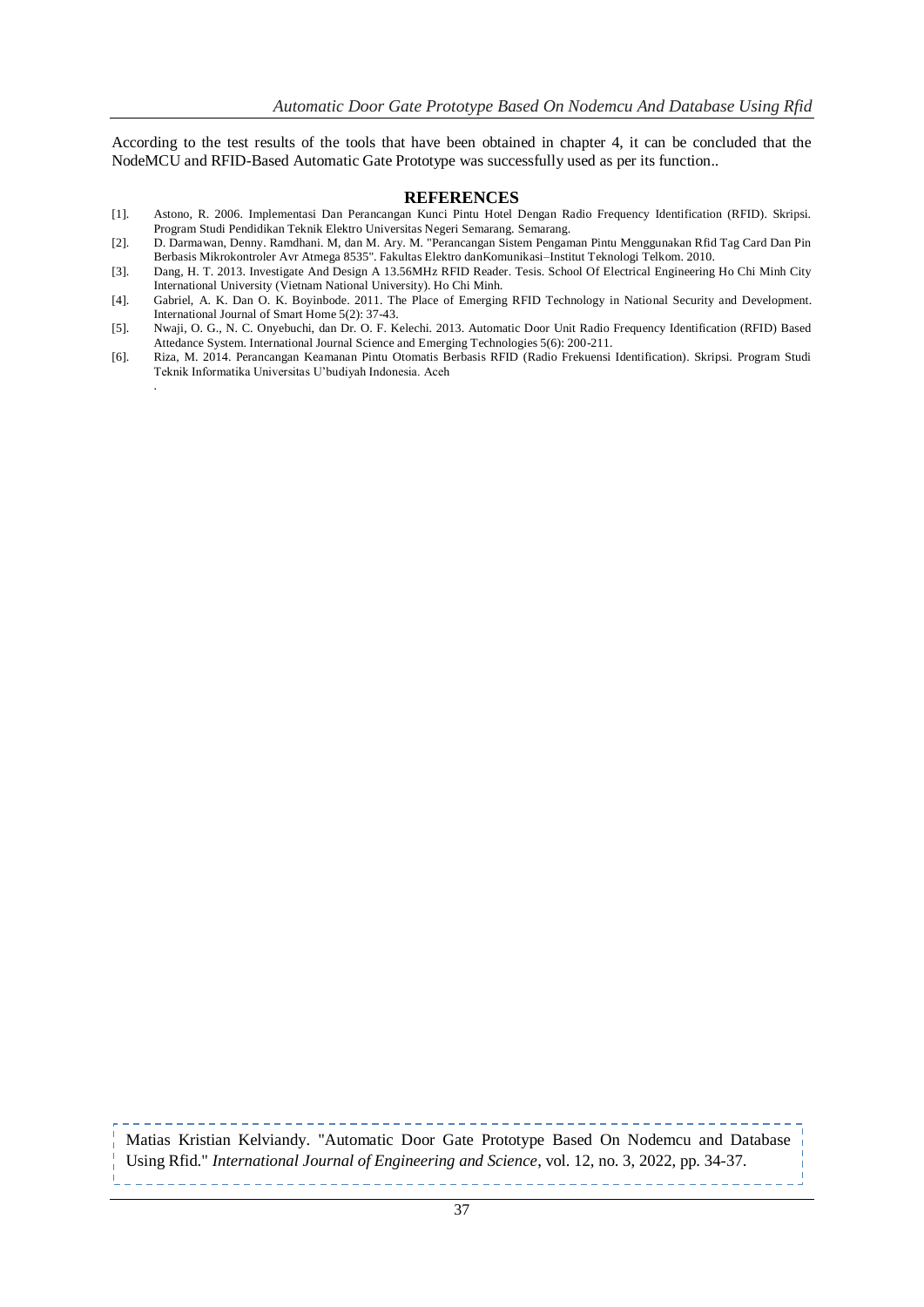According to the test results of the tools that have been obtained in chapter 4, it can be concluded that the NodeMCU and RFID-Based Automatic Gate Prototype was successfully used as per its function..

## REFERENCES

[1]. Astono, R. 2006. Implementasi Dan Perancangan Kunci Pintu Hotel Dengan Radio Frequency Identification (RFID). Skripsi. Program Studi Pendidikan Teknik Elektro Universitas Negeri Semarang. Semarang.

[2]. D. Darmawan, Denny. Ramdhani. M, dan M. Ary. M. "Perancangan Sistem Pengaman Pintu Menggunakan Rfid Tag Card Dan Pin Berbasis Mikrokontroler Avr Atmega 8535". Fakultas Elektro danKomunikasi–Institut Teknologi Telkom. 2010.

[3]. Dang, H. T. 2013. Investigate And Design A 13.56MHz RFID Reader. Tesis. School Of Electrical Engineering Ho Chi Minh City International University (Vietnam National University). Ho Chi Minh.

[4]. Gabriel, A. K. Dan O. K. Boyinbode. 2011. The Place of Emerging RFID Technology in National Security and Development. International Journal of Smart Home 5(2): 37-43.

[5]. Nwaji, O. G., N. C. Onyebuchi, dan Dr. O. F. Kelechi. 2013. Automatic Door Unit Radio Frequency Identification (RFID) Based Attedance System. International Journal Science and Emerging Technologies 5(6): 200-211.

[6]. Riza, M. 2014. Perancangan Keamanan Pintu Otomatis Berbasis RFID (Radio Frekuensi Identification). Skripsi. Program Studi Teknik Informatika Universitas U'budiyah Indonesia. Aceh

Matias Kristian Kelviandy. "Automatic Door Gate Prototype Based On Nodemcu and Database Using Rfid." *International Journal of Engineering and Science*, vol. 12, no. 3, 2022, pp. 34-37.